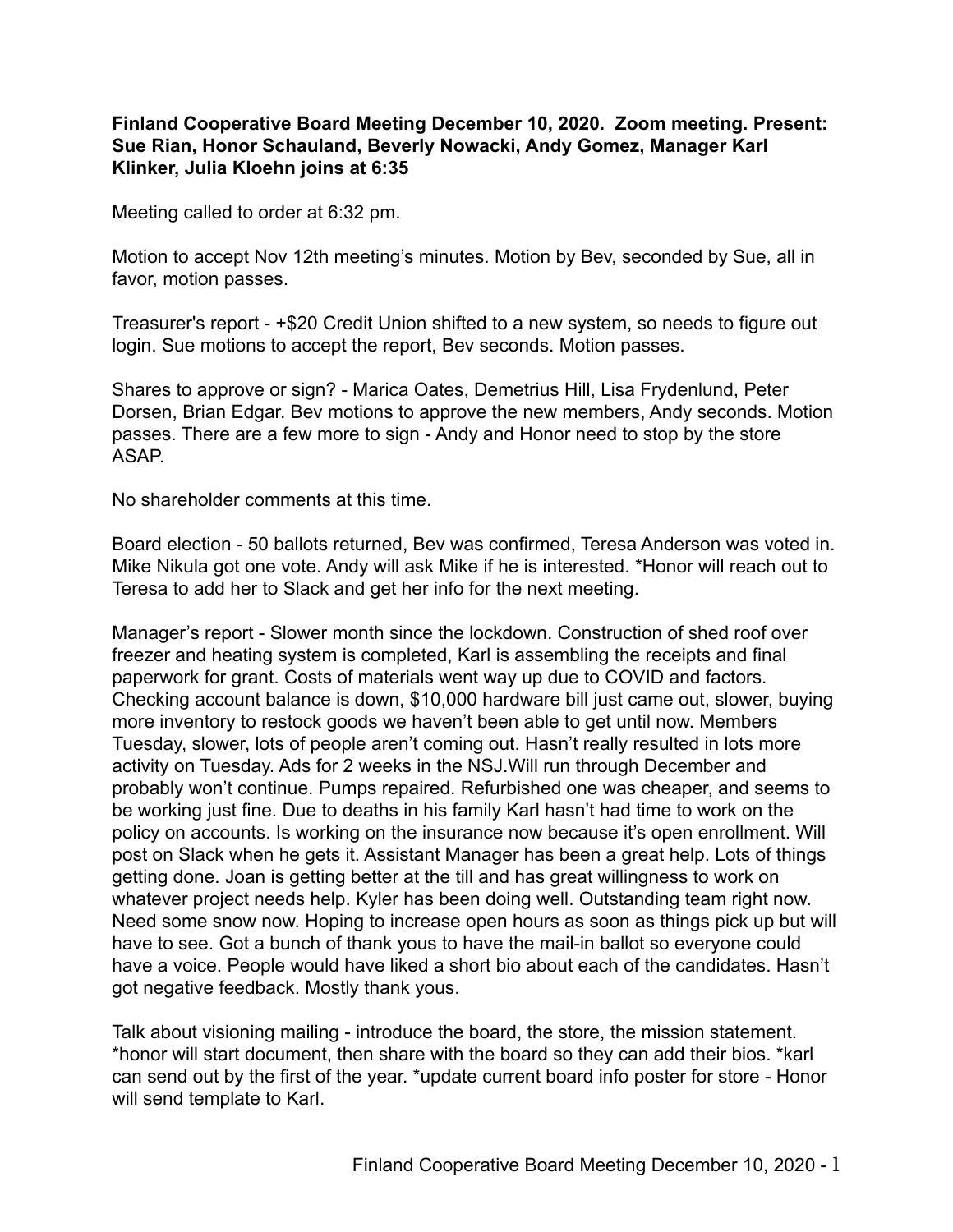**Finland Cooperative Board Meeting December 10, 2020. Zoom meeting. Present: Sue Rian, Honor Schauland, Beverly Nowacki, Andy Gomez, Manager Karl Klinker, Julia Kloehn joins at 6:35**

Meeting called to order at 6:32 pm.

Motion to accept Nov 12th meeting's minutes. Motion by Bev, seconded by Sue, all in favor, motion passes.

Treasurer's report - +$20 Credit Union shifted to a new system, so needs to figure out login. Sue motions to accept the report, Bev seconds. Motion passes.

Shares to approve or sign? - Marica Oates, Demetrius Hill, Lisa Frydenlund, Peter Dorsen, Brian Edgar. Bev motions to approve the new members, Andy seconds. Motion passes. There are a few more to sign - Andy and Honor need to stop by the store ASAP.

No shareholder comments at this time.

Board election - 50 ballots returned, Bev was confirmed, Teresa Anderson was voted in. Mike Nikula got one vote. Andy will ask Mike if he is interested. *Honor will reach out to Teresa to add her to Slack and get her info for the next meeting.

Manager's report - Slower month since the lockdown. Construction of shed roof over freezer and heating system is completed, Karl is assembling the receipts and final paperwork for grant. Costs of materials went way up due to COVID and factors. Checking account balance is down, $10,000 hardware bill just came out, slower, buying more inventory to restock goods we haven't been able to get until now. Members Tuesday, slower, lots of people aren't coming out. Hasn't really resulted in lots more activity on Tuesday. Ads for 2 weeks in the NSJ.Will run through December and probably won't continue. Pumps repaired. Refurbished one was cheaper, and seems to be working just fine. Due to deaths in his family Karl hasn't had time to work on the policy on accounts. Is working on the insurance now because it's open enrollment. Will post on Slack when he gets it. Assistant Manager has been a great help. Lots of things getting done. Joan is getting better at the till and has great willingness to work on whatever project needs help. Kyler has been doing well. Outstanding team right now. Need some snow now. Hoping to increase open hours as soon as things pick up but will have to see. Got a bunch of thank yous to have the mail-in ballot so everyone could have a voice. People would have liked a short bio about each of the candidates. Hasn't got negative feedback. Mostly thank yous.

Talk about visioning mailing - introduce the board, the store, the mission statement. *honor will start document, then share with the board so they can add their bios. *karl can send out by the first of the year. *update current board info poster for store - Honor will send template to Karl.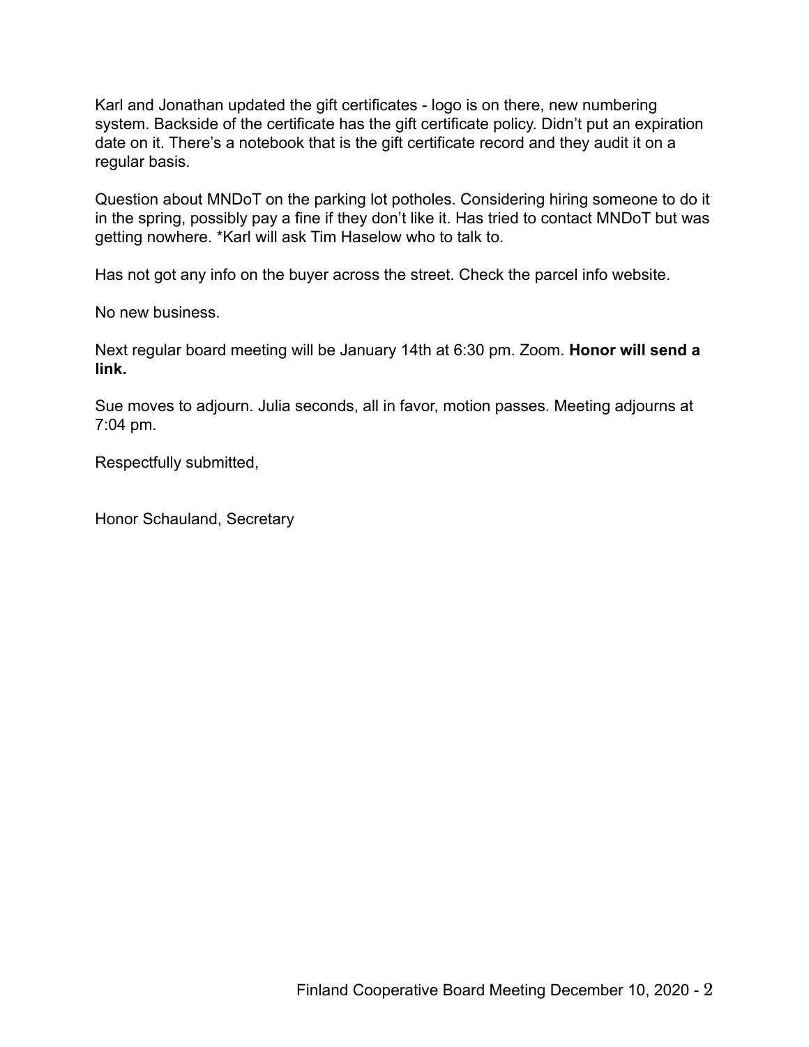Karl and Jonathan updated the gift certificates - logo is on there, new numbering system. Backside of the certificate has the gift certificate policy. Didn't put an expiration date on it. There's a notebook that is the gift certificate record and they audit it on a regular basis.

Question about MNDoT on the parking lot potholes. Considering hiring someone to do it in the spring, possibly pay a fine if they don't like it. Has tried to contact MNDoT but was getting nowhere. *Karl will ask Tim Haselow who to talk to.

Has not got any info on the buyer across the street. Check the parcel info website.

No new business.

Next regular board meeting will be January 14th at 6:30 pm. Zoom. **Honor will send a link.**

Sue moves to adjourn. Julia seconds, all in favor, motion passes. Meeting adjourns at 7:04 pm.

Respectfully submitted,

Honor Schauland, Secretary